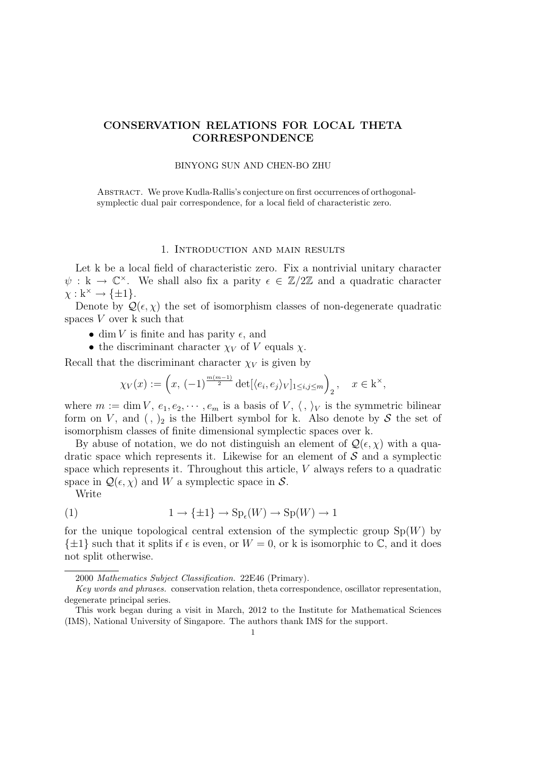# CONSERVATION RELATIONS FOR LOCAL THETA CORRESPONDENCE

BINYONG SUN AND CHEN-BO ZHU

Abstract. We prove Kudla-Rallis's conjecture on first occurrences of orthogonal-symplectic dual pair correspondence, for a local field of characteristic zero.

## 1. Introduction and main results

Let $\mathrm{k}$ be a local field of characteristic zero. Fix a nontrivial unitary character $\psi : \mathrm{k} \to \mathbb{C}^\times$. We shall also fix a parity $\epsilon \in \mathbb{Z}/2\mathbb{Z}$ and a quadratic character $\chi : \mathrm{k}^\times \to \{\pm 1\}$.

Denote by $\mathcal{Q}(\epsilon, \chi)$ the set of isomorphism classes of non-degenerate quadratic spaces $V$ over $\mathrm{k}$ such that

- $\dim V$ is finite and has parity $\epsilon$, and
- the discriminant character $\chi_V$ of $V$ equals $\chi$.

Recall that the discriminant character $\chi_V$ is given by

$$\chi_V(x) := \left(x,\ (-1)^{\frac{m(m-1)}{2}} \det[\langle e_i, e_j\rangle_V]_{1\leq i,j\leq m}\right)_2, \quad x \in \mathrm{k}^\times,$$

where $m := \dim V$, $e_1, e_2, \cdots, e_m$ is a basis of $V$, $\langle\, ,\, \rangle_V$ is the symmetric bilinear form on $V$, and $(\, ,\, )_2$ is the Hilbert symbol for $\mathrm{k}$. Also denote by $\mathcal{S}$ the set of isomorphism classes of finite dimensional symplectic spaces over $\mathrm{k}$.

By abuse of notation, we do not distinguish an element of $\mathcal{Q}(\epsilon, \chi)$ with a quadratic space which represents it. Likewise for an element of $\mathcal{S}$ and a symplectic space which represents it. Throughout this article, $V$ always refers to a quadratic space in $\mathcal{Q}(\epsilon, \chi)$ and $W$ a symplectic space in $\mathcal{S}$.

Write

$$1 \to \{\pm 1\} \to \mathrm{Sp}_\epsilon(W) \to \mathrm{Sp}(W) \to 1 \tag{1}$$

for the unique topological central extension of the symplectic group $\mathrm{Sp}(W)$ by $\{\pm 1\}$ such that it splits if $\epsilon$ is even, or $W = 0$, or $\mathrm{k}$ is isomorphic to $\mathbb{C}$, and it does not split otherwise.

---

2000 *Mathematics Subject Classification.* 22E46 (Primary).

*Key words and phrases.* conservation relation, theta correspondence, oscillator representation, degenerate principal series.

This work began during a visit in March, 2012 to the Institute for Mathematical Sciences (IMS), National University of Singapore. The authors thank IMS for the support.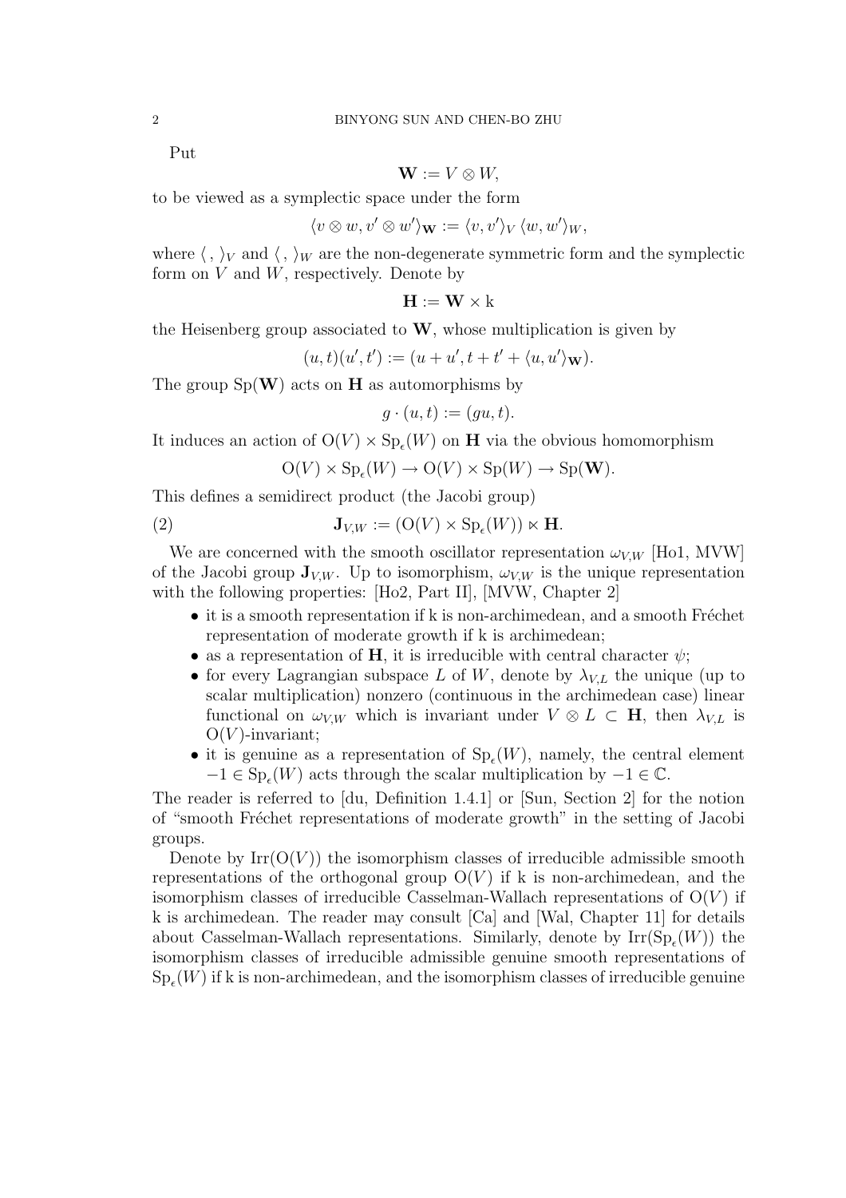Put

$$\mathbf{W} := V \otimes W,$$

to be viewed as a symplectic space under the form

$$\langle v \otimes w, v' \otimes w' \rangle_{\mathbf{W}} := \langle v, v' \rangle_V \, \langle w, w' \rangle_W,$$

where $\langle \, , \, \rangle_V$ and $\langle \, , \, \rangle_W$ are the non-degenerate symmetric form and the symplectic form on $V$ and $W$, respectively. Denote by

$$\mathbf{H} := \mathbf{W} \times \mathrm{k}$$

the Heisenberg group associated to $\mathbf{W}$, whose multiplication is given by

$$(u, t)(u', t') := (u + u', t + t' + \langle u, u' \rangle_{\mathbf{W}}).$$

The group $\mathrm{Sp}(\mathbf{W})$ acts on $\mathbf{H}$ as automorphisms by

$$g \cdot (u, t) := (gu, t).$$

It induces an action of $\mathrm{O}(V) \times \mathrm{Sp}_\epsilon(W)$ on $\mathbf{H}$ via the obvious homomorphism

$$\mathrm{O}(V) \times \mathrm{Sp}_\epsilon(W) \to \mathrm{O}(V) \times \mathrm{Sp}(W) \to \mathrm{Sp}(\mathbf{W}).$$

This defines a semidirect product (the Jacobi group)

$$\mathbf{J}_{V,W} := (\mathrm{O}(V) \times \mathrm{Sp}_\epsilon(W)) \ltimes \mathbf{H}. \tag{2}$$

We are concerned with the smooth oscillator representation $\omega_{V,W}$ [Ho1, MVW] of the Jacobi group $\mathbf{J}_{V,W}$. Up to isomorphism, $\omega_{V,W}$ is the unique representation with the following properties: [Ho2, Part II], [MVW, Chapter 2]

- it is a smooth representation if k is non-archimedean, and a smooth Fréchet representation of moderate growth if k is archimedean;
- as a representation of $\mathbf{H}$, it is irreducible with central character $\psi$;
- for every Lagrangian subspace $L$ of $W$, denote by $\lambda_{V,L}$ the unique (up to scalar multiplication) nonzero (continuous in the archimedean case) linear functional on $\omega_{V,W}$ which is invariant under $V \otimes L \subset \mathbf{H}$, then $\lambda_{V,L}$ is $\mathrm{O}(V)$-invariant;
- it is genuine as a representation of $\mathrm{Sp}_\epsilon(W)$, namely, the central element $-1 \in \mathrm{Sp}_\epsilon(W)$ acts through the scalar multiplication by $-1 \in \mathbb{C}$.

The reader is referred to [du, Definition 1.4.1] or [Sun, Section 2] for the notion of "smooth Fréchet representations of moderate growth" in the setting of Jacobi groups.

Denote by $\mathrm{Irr}(\mathrm{O}(V))$ the isomorphism classes of irreducible admissible smooth representations of the orthogonal group $\mathrm{O}(V)$ if k is non-archimedean, and the isomorphism classes of irreducible Casselman-Wallach representations of $\mathrm{O}(V)$ if k is archimedean. The reader may consult [Ca] and [Wal, Chapter 11] for details about Casselman-Wallach representations. Similarly, denote by $\mathrm{Irr}(\mathrm{Sp}_\epsilon(W))$ the isomorphism classes of irreducible admissible genuine smooth representations of $\mathrm{Sp}_\epsilon(W)$ if k is non-archimedean, and the isomorphism classes of irreducible genuine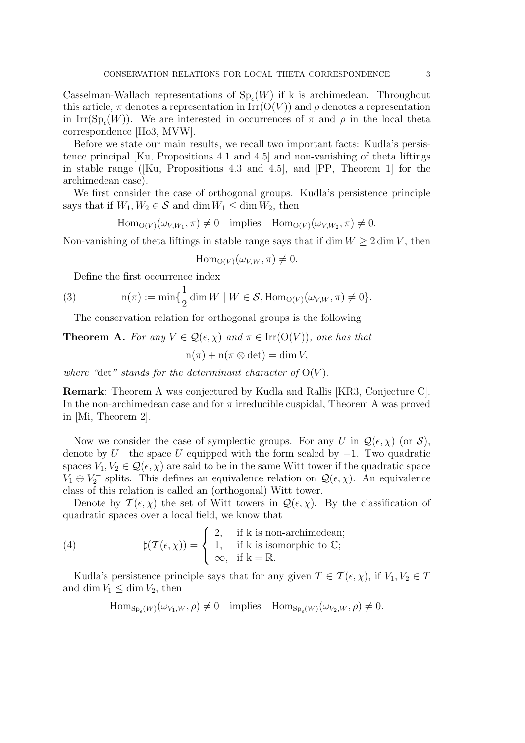Casselman-Wallach representations of $\mathrm{Sp}_\epsilon(W)$ if k is archimedean. Throughout this article, $\pi$ denotes a representation in $\mathrm{Irr}(\mathrm{O}(V))$ and $\rho$ denotes a representation in $\mathrm{Irr}(\mathrm{Sp}_\epsilon(W))$. We are interested in occurrences of $\pi$ and $\rho$ in the local theta correspondence [Ho3, MVW].

Before we state our main results, we recall two important facts: Kudla's persistence principal [Ku, Propositions 4.1 and 4.5] and non-vanishing of theta liftings in stable range ([Ku, Propositions 4.3 and 4.5], and [PP, Theorem 1] for the archimedean case).

We first consider the case of orthogonal groups. Kudla's persistence principle says that if $W_1, W_2 \in \mathcal{S}$ and $\dim W_1 \leq \dim W_2$, then

$$\mathrm{Hom}_{\mathrm{O}(V)}(\omega_{V,W_1}, \pi) \neq 0 \quad \text{implies} \quad \mathrm{Hom}_{\mathrm{O}(V)}(\omega_{V,W_2}, \pi) \neq 0.$$

Non-vanishing of theta liftings in stable range says that if $\dim W \geq 2 \dim V$, then

$$\mathrm{Hom}_{\mathrm{O}(V)}(\omega_{V,W}, \pi) \neq 0.$$

Define the first occurrence index

$$\mathrm{n}(\pi) := \min\{\frac{1}{2}\dim W \mid W \in \mathcal{S}, \mathrm{Hom}_{\mathrm{O}(V)}(\omega_{V,W}, \pi) \neq 0\}. \tag{3}$$

The conservation relation for orthogonal groups is the following

**Theorem A.** *For any $V \in \mathcal{Q}(\epsilon, \chi)$ and $\pi \in \mathrm{Irr}(\mathrm{O}(V))$, one has that*

$$\mathrm{n}(\pi) + \mathrm{n}(\pi \otimes \det) = \dim V,$$

*where "*$\det$*" stands for the determinant character of $\mathrm{O}(V)$.*

**Remark**: Theorem A was conjectured by Kudla and Rallis [KR3, Conjecture C]. In the non-archimedean case and for $\pi$ irreducible cuspidal, Theorem A was proved in [Mi, Theorem 2].

Now we consider the case of symplectic groups. For any $U$ in $\mathcal{Q}(\epsilon, \chi)$ (or $\mathcal{S}$), denote by $U^-$ the space $U$ equipped with the form scaled by $-1$. Two quadratic spaces $V_1, V_2 \in \mathcal{Q}(\epsilon, \chi)$ are said to be in the same Witt tower if the quadratic space $V_1 \oplus V_2^-$ splits. This defines an equivalence relation on $\mathcal{Q}(\epsilon, \chi)$. An equivalence class of this relation is called an (orthogonal) Witt tower.

Denote by $\mathcal{T}(\epsilon, \chi)$ the set of Witt towers in $\mathcal{Q}(\epsilon, \chi)$. By the classification of quadratic spaces over a local field, we know that

$$\sharp(\mathcal{T}(\epsilon, \chi)) = \begin{cases} 2, & \text{if k is non-archimedean;} \\ 1, & \text{if k is isomorphic to } \mathbb{C}; \\ \infty, & \text{if k} = \mathbb{R}. \end{cases} \tag{4}$$

Kudla's persistence principle says that for any given $T \in \mathcal{T}(\epsilon, \chi)$, if $V_1, V_2 \in T$ and $\dim V_1 \leq \dim V_2$, then

$$\mathrm{Hom}_{\mathrm{Sp}_\epsilon(W)}(\omega_{V_1,W}, \rho) \neq 0 \quad \text{implies} \quad \mathrm{Hom}_{\mathrm{Sp}_\epsilon(W)}(\omega_{V_2,W}, \rho) \neq 0.$$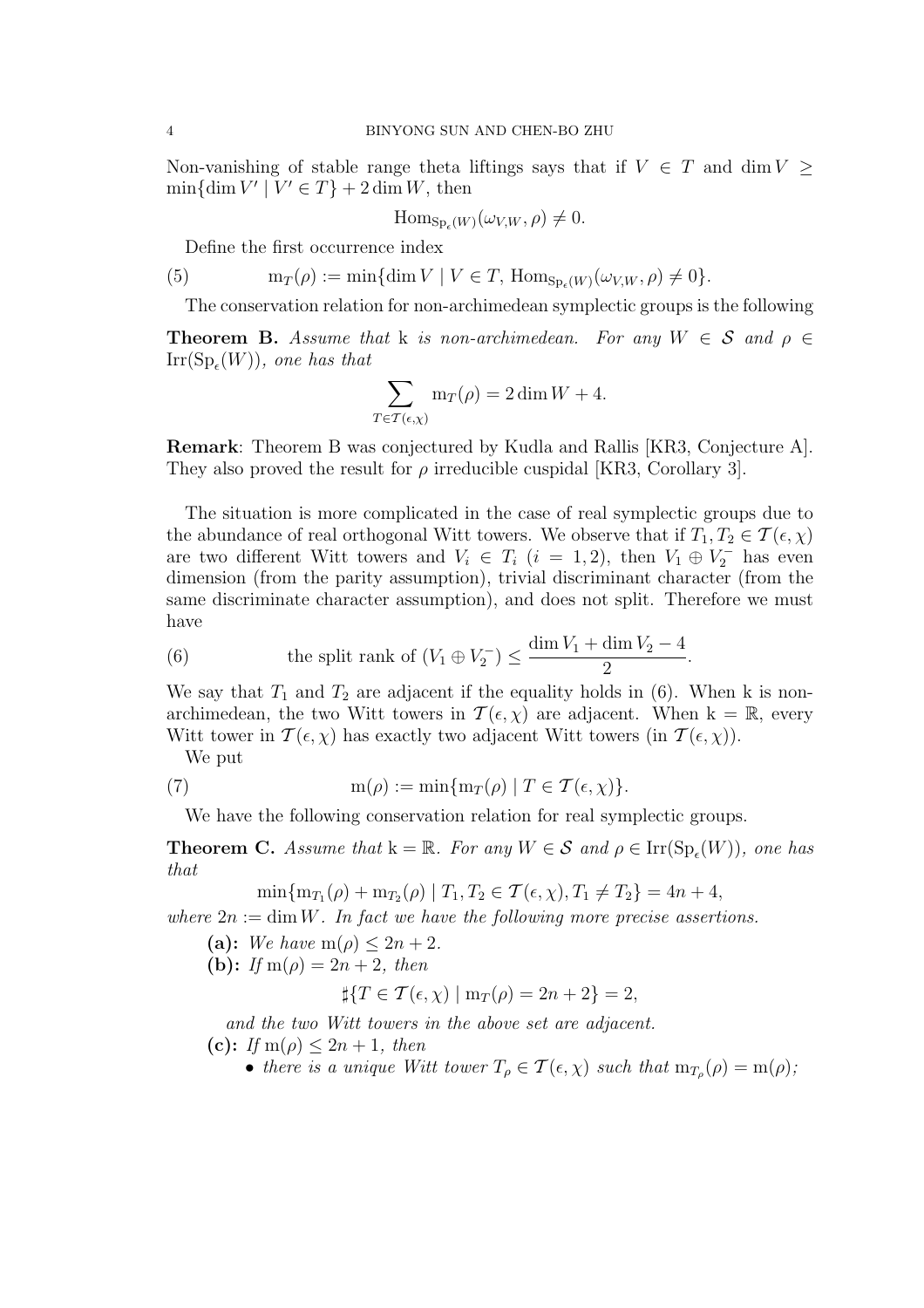Non-vanishing of stable range theta liftings says that if $V \in T$ and $\dim V \geq \min\{\dim V' \mid V' \in T\} + 2 \dim W$, then

$$\mathrm{Hom}_{\mathrm{Sp}_\epsilon(W)}(\omega_{V,W}, \rho) \neq 0.$$

Define the first occurrence index

$$\mathrm{m}_T(\rho) := \min\{\dim V \mid V \in T, \ \mathrm{Hom}_{\mathrm{Sp}_\epsilon(W)}(\omega_{V,W}, \rho) \neq 0\}. \tag{5}$$

The conservation relation for non-archimedean symplectic groups is the following

**Theorem B.** *Assume that* $\mathrm{k}$ *is non-archimedean. For any* $W \in \mathcal{S}$ *and* $\rho \in \mathrm{Irr}(\mathrm{Sp}_\epsilon(W))$*, one has that*

$$\sum_{T \in \mathcal{T}(\epsilon,\chi)} \mathrm{m}_T(\rho) = 2 \dim W + 4.$$

**Remark**: Theorem B was conjectured by Kudla and Rallis [KR3, Conjecture A]. They also proved the result for $\rho$ irreducible cuspidal [KR3, Corollary 3].

The situation is more complicated in the case of real symplectic groups due to the abundance of real orthogonal Witt towers. We observe that if $T_1, T_2 \in \mathcal{T}(\epsilon, \chi)$ are two different Witt towers and $V_i \in T_i$ $(i = 1, 2)$, then $V_1 \oplus V_2^-$ has even dimension (from the parity assumption), trivial discriminant character (from the same discriminate character assumption), and does not split. Therefore we must have

$$\text{the split rank of } (V_1 \oplus V_2^-) \leq \frac{\dim V_1 + \dim V_2 - 4}{2}. \tag{6}$$

We say that $T_1$ and $T_2$ are adjacent if the equality holds in (6). When $\mathrm{k}$ is non-archimedean, the two Witt towers in $\mathcal{T}(\epsilon, \chi)$ are adjacent. When $\mathrm{k} = \mathbb{R}$, every Witt tower in $\mathcal{T}(\epsilon, \chi)$ has exactly two adjacent Witt towers (in $\mathcal{T}(\epsilon, \chi)$).

We put

$$\mathrm{m}(\rho) := \min\{\mathrm{m}_T(\rho) \mid T \in \mathcal{T}(\epsilon, \chi)\}. \tag{7}$$

We have the following conservation relation for real symplectic groups.

**Theorem C.** *Assume that* $\mathrm{k} = \mathbb{R}$*. For any* $W \in \mathcal{S}$ *and* $\rho \in \mathrm{Irr}(\mathrm{Sp}_\epsilon(W))$*, one has that*

$$\min\{\mathrm{m}_{T_1}(\rho) + \mathrm{m}_{T_2}(\rho) \mid T_1, T_2 \in \mathcal{T}(\epsilon, \chi), T_1 \neq T_2\} = 4n + 4,$$

*where* $2n := \dim W$*. In fact we have the following more precise assertions.*

- **(a):** *We have* $\mathrm{m}(\rho) \leq 2n + 2$*.*
- **(b):** *If* $\mathrm{m}(\rho) = 2n + 2$*, then*

  $$\sharp\{T \in \mathcal{T}(\epsilon, \chi) \mid \mathrm{m}_T(\rho) = 2n + 2\} = 2,$$

  *and the two Witt towers in the above set are adjacent.*
- **(c):** *If* $\mathrm{m}(\rho) \leq 2n + 1$*, then*
  - *there is a unique Witt tower* $T_\rho \in \mathcal{T}(\epsilon, \chi)$ *such that* $\mathrm{m}_{T_\rho}(\rho) = \mathrm{m}(\rho)$*;*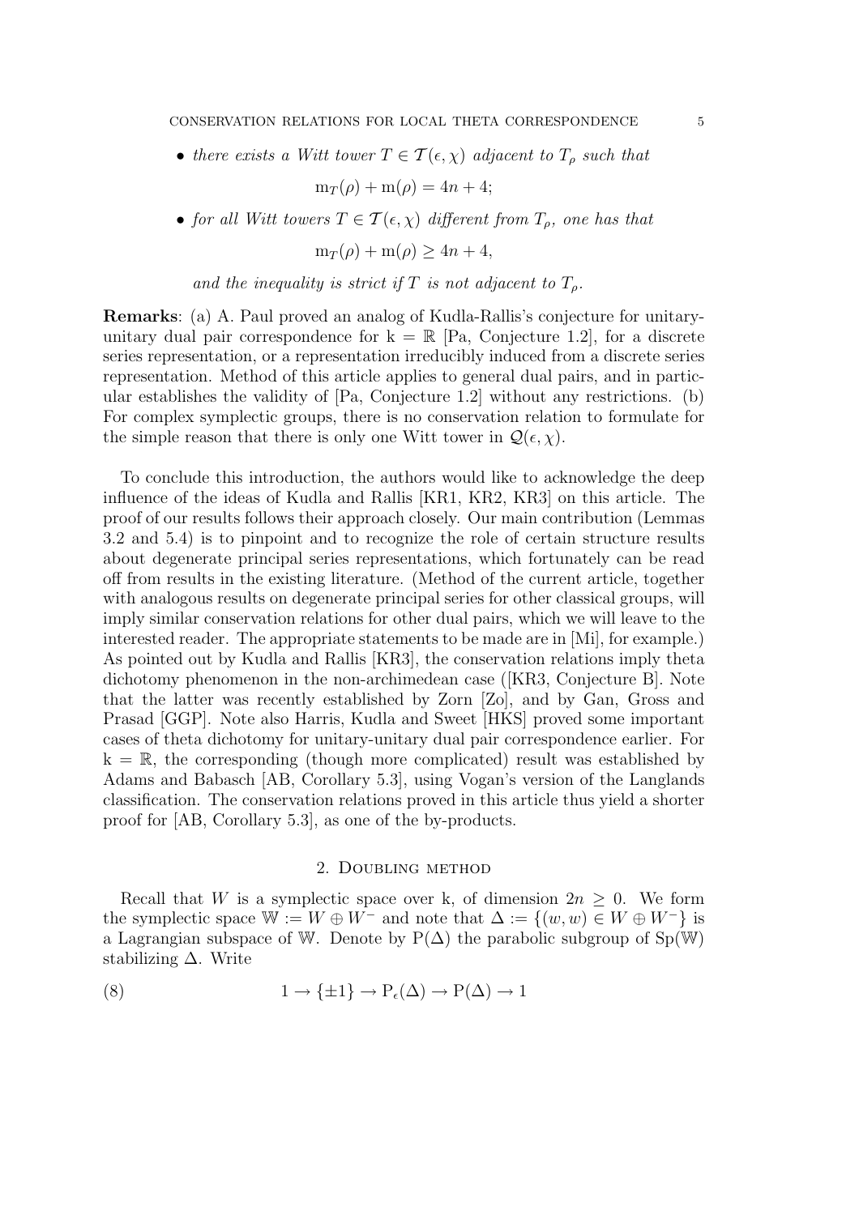- *there exists a Witt tower $T \in \mathcal{T}(\epsilon, \chi)$ adjacent to $T_\rho$ such that*

$$\mathrm{m}_T(\rho) + \mathrm{m}(\rho) = 4n + 4;$$

- *for all Witt towers $T \in \mathcal{T}(\epsilon, \chi)$ different from $T_\rho$, one has that*

$$\mathrm{m}_T(\rho) + \mathrm{m}(\rho) \geq 4n + 4,$$

*and the inequality is strict if $T$ is not adjacent to $T_\rho$.*

**Remarks**: (a) A. Paul proved an analog of Kudla-Rallis's conjecture for unitary-unitary dual pair correspondence for $\mathrm{k} = \mathbb{R}$ [Pa, Conjecture 1.2], for a discrete series representation, or a representation irreducibly induced from a discrete series representation. Method of this article applies to general dual pairs, and in particular establishes the validity of [Pa, Conjecture 1.2] without any restrictions. (b) For complex symplectic groups, there is no conservation relation to formulate for the simple reason that there is only one Witt tower in $\mathcal{Q}(\epsilon, \chi)$.

To conclude this introduction, the authors would like to acknowledge the deep influence of the ideas of Kudla and Rallis [KR1, KR2, KR3] on this article. The proof of our results follows their approach closely. Our main contribution (Lemmas 3.2 and 5.4) is to pinpoint and to recognize the role of certain structure results about degenerate principal series representations, which fortunately can be read off from results in the existing literature. (Method of the current article, together with analogous results on degenerate principal series for other classical groups, will imply similar conservation relations for other dual pairs, which we will leave to the interested reader. The appropriate statements to be made are in [Mi], for example.) As pointed out by Kudla and Rallis [KR3], the conservation relations imply theta dichotomy phenomenon in the non-archimedean case ([KR3, Conjecture B]. Note that the latter was recently established by Zorn [Zo], and by Gan, Gross and Prasad [GGP]. Note also Harris, Kudla and Sweet [HKS] proved some important cases of theta dichotomy for unitary-unitary dual pair correspondence earlier. For $\mathrm{k} = \mathbb{R}$, the corresponding (though more complicated) result was established by Adams and Babasch [AB, Corollary 5.3], using Vogan's version of the Langlands classification. The conservation relations proved in this article thus yield a shorter proof for [AB, Corollary 5.3], as one of the by-products.

## 2. Doubling method

Recall that $W$ is a symplectic space over k, of dimension $2n \geq 0$. We form the symplectic space $\mathbb{W} := W \oplus W^-$ and note that $\Delta := \{(w, w) \in W \oplus W^-\}$ is a Lagrangian subspace of $\mathbb{W}$. Denote by $\mathrm{P}(\Delta)$ the parabolic subgroup of $\mathrm{Sp}(\mathbb{W})$ stabilizing $\Delta$. Write

$$1 \to \{\pm 1\} \to \mathrm{P}_\epsilon(\Delta) \to \mathrm{P}(\Delta) \to 1 \tag{8}$$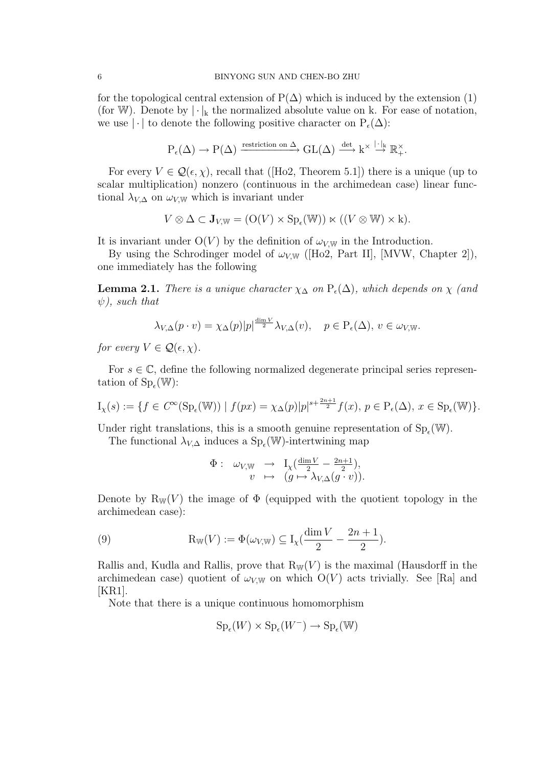for the topological central extension of $\mathrm{P}(\Delta)$ which is induced by the extension (1) (for $\mathbb{W}$). Denote by $|\cdot|_{\mathrm{k}}$ the normalized absolute value on k. For ease of notation, we use $|\cdot|$ to denote the following positive character on $\mathrm{P}_\epsilon(\Delta)$:

$$\mathrm{P}_\epsilon(\Delta) \to \mathrm{P}(\Delta) \xrightarrow{\text{restriction on } \Delta} \mathrm{GL}(\Delta) \xrightarrow{\det} \mathrm{k}^\times \xrightarrow{|\cdot|_{\mathrm{k}}} \mathbb{R}_+^\times.$$

For every $V \in \mathcal{Q}(\epsilon, \chi)$, recall that ([Ho2, Theorem 5.1]) there is a unique (up to scalar multiplication) nonzero (continuous in the archimedean case) linear functional $\lambda_{V,\Delta}$ on $\omega_{V,\mathbb{W}}$ which is invariant under

$$V \otimes \Delta \subset \mathbf{J}_{V,\mathbb{W}} = (\mathrm{O}(V) \times \mathrm{Sp}_\epsilon(\mathbb{W})) \ltimes ((V \otimes \mathbb{W}) \times \mathrm{k}).$$

It is invariant under $\mathrm{O}(V)$ by the definition of $\omega_{V,\mathbb{W}}$ in the Introduction.

By using the Schrodinger model of $\omega_{V,\mathbb{W}}$ ([Ho2, Part II], [MVW, Chapter 2]), one immediately has the following

**Lemma 2.1.** *There is a unique character $\chi_\Delta$ on $\mathrm{P}_\epsilon(\Delta)$, which depends on $\chi$ (and $\psi$), such that*

$$\lambda_{V,\Delta}(p \cdot v) = \chi_\Delta(p)|p|^{\frac{\dim V}{2}} \lambda_{V,\Delta}(v), \quad p \in \mathrm{P}_\epsilon(\Delta),\, v \in \omega_{V,\mathbb{W}}.$$

*for every $V \in \mathcal{Q}(\epsilon, \chi)$.*

For $s \in \mathbb{C}$, define the following normalized degenerate principal series representation of $\mathrm{Sp}_\epsilon(\mathbb{W})$:

$$\mathrm{I}_\chi(s) := \{f \in C^\infty(\mathrm{Sp}_\epsilon(\mathbb{W})) \mid f(px) = \chi_\Delta(p)|p|^{s+\frac{2n+1}{2}} f(x),\, p \in \mathrm{P}_\epsilon(\Delta),\, x \in \mathrm{Sp}_\epsilon(\mathbb{W})\}.$$

Under right translations, this is a smooth genuine representation of $\mathrm{Sp}_\epsilon(\mathbb{W})$.

The functional $\lambda_{V,\Delta}$ induces a $\mathrm{Sp}_\epsilon(\mathbb{W})$-intertwining map

$$\begin{array}{rccl} \Phi: & \omega_{V,\mathbb{W}} & \to & \mathrm{I}_\chi(\frac{\dim V}{2} - \frac{2n+1}{2}), \\ & v & \mapsto & (g \mapsto \lambda_{V,\Delta}(g \cdot v)). \end{array}$$

Denote by $\mathrm{R}_{\mathbb{W}}(V)$ the image of $\Phi$ (equipped with the quotient topology in the archimedean case):

$$\mathrm{R}_{\mathbb{W}}(V) := \Phi(\omega_{V,\mathbb{W}}) \subseteq \mathrm{I}_\chi(\frac{\dim V}{2} - \frac{2n+1}{2}). \tag{9}$$

Rallis and, Kudla and Rallis, prove that $\mathrm{R}_{\mathbb{W}}(V)$ is the maximal (Hausdorff in the archimedean case) quotient of $\omega_{V,\mathbb{W}}$ on which $\mathrm{O}(V)$ acts trivially. See [Ra] and [KR1].

Note that there is a unique continuous homomorphism

$$\mathrm{Sp}_\epsilon(W) \times \mathrm{Sp}_\epsilon(W^-) \to \mathrm{Sp}_\epsilon(\mathbb{W})$$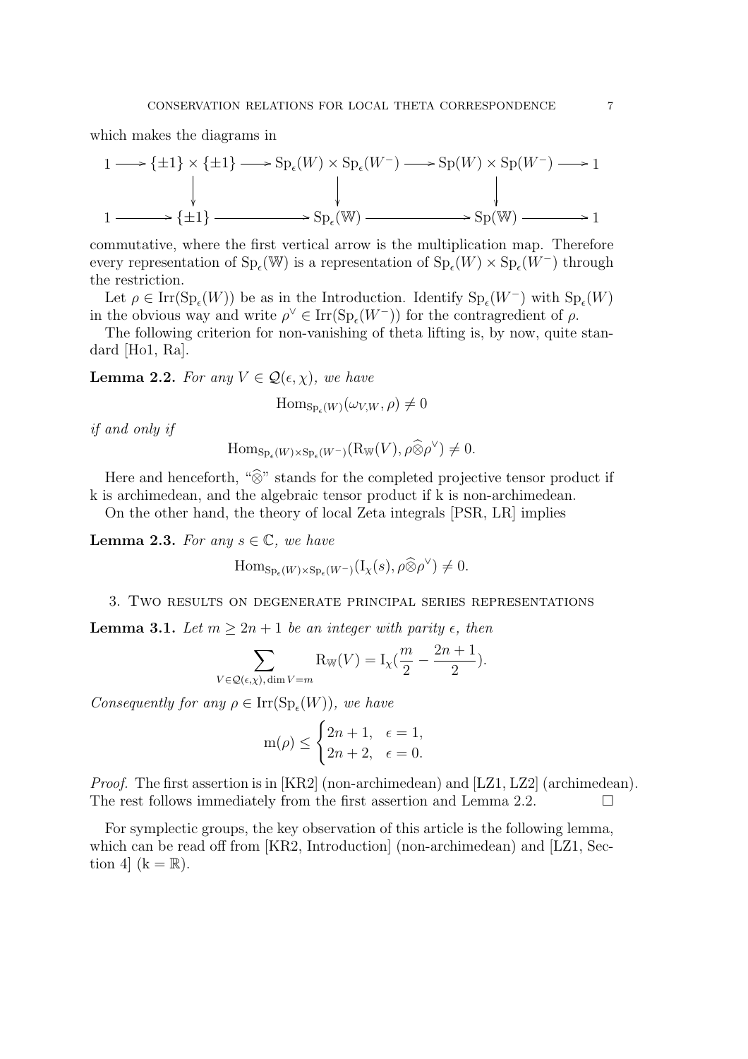which makes the diagrams in

$$
\begin{array}{ccccccccc}
1 & \longrightarrow & \{\pm 1\} \times \{\pm 1\} & \longrightarrow & \mathrm{Sp}_\epsilon(W) \times \mathrm{Sp}_\epsilon(W^-) & \longrightarrow & \mathrm{Sp}(W) \times \mathrm{Sp}(W^-) & \longrightarrow & 1 \\
 & & \downarrow & & \downarrow & & \downarrow & & \\
1 & \longrightarrow & \{\pm 1\} & \longrightarrow & \mathrm{Sp}_\epsilon(\mathbb{W}) & \longrightarrow & \mathrm{Sp}(\mathbb{W}) & \longrightarrow & 1
\end{array}
$$

commutative, where the first vertical arrow is the multiplication map. Therefore every representation of $\mathrm{Sp}_\epsilon(\mathbb{W})$ is a representation of $\mathrm{Sp}_\epsilon(W) \times \mathrm{Sp}_\epsilon(W^-)$ through the restriction.

Let $\rho \in \mathrm{Irr}(\mathrm{Sp}_\epsilon(W))$ be as in the Introduction. Identify $\mathrm{Sp}_\epsilon(W^-)$ with $\mathrm{Sp}_\epsilon(W)$ in the obvious way and write $\rho^\vee \in \mathrm{Irr}(\mathrm{Sp}_\epsilon(W^-))$ for the contragredient of $\rho$.

The following criterion for non-vanishing of theta lifting is, by now, quite standard [Ho1, Ra].

**Lemma 2.2.** *For any $V \in \mathcal{Q}(\epsilon, \chi)$, we have*

$$\mathrm{Hom}_{\mathrm{Sp}_\epsilon(W)}(\omega_{V,W}, \rho) \neq 0$$

*if and only if*

$$\mathrm{Hom}_{\mathrm{Sp}_\epsilon(W) \times \mathrm{Sp}_\epsilon(W^-)}(\mathrm{R}_{\mathbb{W}}(V), \rho \widehat{\otimes} \rho^\vee) \neq 0.$$

Here and henceforth, "$\widehat{\otimes}$" stands for the completed projective tensor product if k is archimedean, and the algebraic tensor product if k is non-archimedean.

On the other hand, the theory of local Zeta integrals [PSR, LR] implies

**Lemma 2.3.** *For any $s \in \mathbb{C}$, we have*

$$\mathrm{Hom}_{\mathrm{Sp}_\epsilon(W) \times \mathrm{Sp}_\epsilon(W^-)}(\mathrm{I}_\chi(s), \rho \widehat{\otimes} \rho^\vee) \neq 0.$$

## 3. Two results on degenerate principal series representations

**Lemma 3.1.** *Let $m \geq 2n + 1$ be an integer with parity $\epsilon$, then*

$$\sum_{V \in \mathcal{Q}(\epsilon, \chi),\, \dim V = m} \mathrm{R}_{\mathbb{W}}(V) = \mathrm{I}_\chi\left(\frac{m}{2} - \frac{2n+1}{2}\right).$$

*Consequently for any $\rho \in \mathrm{Irr}(\mathrm{Sp}_\epsilon(W))$, we have*

$$\mathrm{m}(\rho) \leq \begin{cases} 2n + 1, & \epsilon = 1, \\ 2n + 2, & \epsilon = 0. \end{cases}$$

*Proof.* The first assertion is in [KR2] (non-archimedean) and [LZ1, LZ2] (archimedean). The rest follows immediately from the first assertion and Lemma 2.2. $\square$

For symplectic groups, the key observation of this article is the following lemma, which can be read off from [KR2, Introduction] (non-archimedean) and [LZ1, Section 4] ($\mathrm{k} = \mathbb{R}$).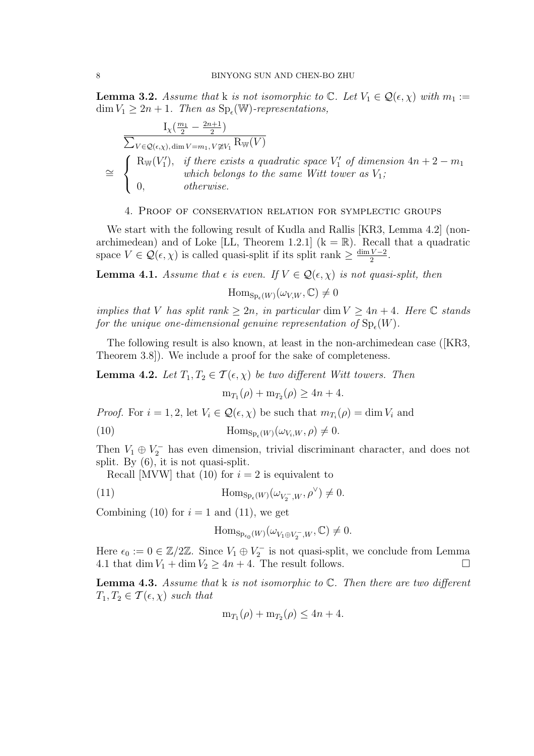**Lemma 3.2.** *Assume that* $\mathrm{k}$ *is not isomorphic to* $\mathbb{C}$. *Let* $V_1 \in \mathcal{Q}(\epsilon,\chi)$ *with* $m_1 := \dim V_1 \geq 2n+1$. *Then as* $\mathrm{Sp}_\epsilon(\mathbb{W})$*-representations,*

$$\frac{\mathrm{I}_\chi(\frac{m_1}{2} - \frac{2n+1}{2})}{\sum_{V\in\mathcal{Q}(\epsilon,\chi),\, \dim V = m_1,\, V\not\cong V_1} \mathrm{R}_{\mathbb{W}}(V)} \cong \begin{cases} \mathrm{R}_{\mathbb{W}}(V_1'), & \text{if there exists a quadratic space } V_1' \text{ of dimension } 4n+2-m_1 \\ & \text{which belongs to the same Witt tower as } V_1; \\ 0, & \text{otherwise.} \end{cases}$$

## 4. Proof of conservation relation for symplectic groups

We start with the following result of Kudla and Rallis [KR3, Lemma 4.2] (non-archimedean) and of Loke [LL, Theorem 1.2.1] ($\mathrm{k} = \mathbb{R}$). Recall that a quadratic space $V \in \mathcal{Q}(\epsilon,\chi)$ is called quasi-split if its split rank $\geq \frac{\dim V - 2}{2}$.

**Lemma 4.1.** *Assume that* $\epsilon$ *is even. If* $V \in \mathcal{Q}(\epsilon,\chi)$ *is not quasi-split, then*

$$\mathrm{Hom}_{\mathrm{Sp}_\epsilon(W)}(\omega_{V,W}, \mathbb{C}) \neq 0$$

*implies that* $V$ *has split rank* $\geq 2n$, *in particular* $\dim V \geq 4n+4$. *Here* $\mathbb{C}$ *stands for the unique one-dimensional genuine representation of* $\mathrm{Sp}_\epsilon(W)$.

The following result is also known, at least in the non-archimedean case ([KR3, Theorem 3.8]). We include a proof for the sake of completeness.

**Lemma 4.2.** *Let* $T_1, T_2 \in \mathcal{T}(\epsilon,\chi)$ *be two different Witt towers. Then*

$$\mathrm{m}_{T_1}(\rho) + \mathrm{m}_{T_2}(\rho) \geq 4n+4.$$

*Proof.* For $i = 1,2$, let $V_i \in \mathcal{Q}(\epsilon,\chi)$ be such that $m_{T_i}(\rho) = \dim V_i$ and

$$\mathrm{Hom}_{\mathrm{Sp}_\epsilon(W)}(\omega_{V_i,W}, \rho) \neq 0. \tag{10}$$

Then $V_1 \oplus V_2^-$ has even dimension, trivial discriminant character, and does not split. By (6), it is not quasi-split.

Recall [MVW] that (10) for $i=2$ is equivalent to

$$\mathrm{Hom}_{\mathrm{Sp}_\epsilon(W)}(\omega_{V_2^-,W}, \rho^\vee) \neq 0. \tag{11}$$

Combining (10) for $i=1$ and (11), we get

$$\mathrm{Hom}_{\mathrm{Sp}_{\epsilon_0}(W)}(\omega_{V_1\oplus V_2^-,W}, \mathbb{C}) \neq 0.$$

Here $\epsilon_0 := 0 \in \mathbb{Z}/2\mathbb{Z}$. Since $V_1 \oplus V_2^-$ is not quasi-split, we conclude from Lemma 4.1 that $\dim V_1 + \dim V_2 \geq 4n+4$. The result follows. $\square$

**Lemma 4.3.** *Assume that* $\mathrm{k}$ *is not isomorphic to* $\mathbb{C}$. *Then there are two different* $T_1, T_2 \in \mathcal{T}(\epsilon,\chi)$ *such that*

$$\mathrm{m}_{T_1}(\rho) + \mathrm{m}_{T_2}(\rho) \leq 4n+4.$$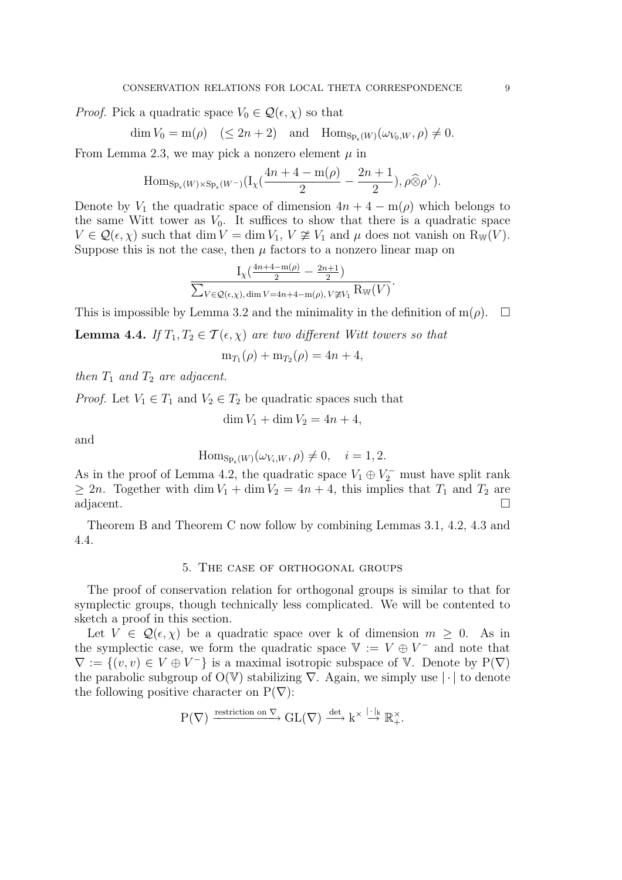*Proof.* Pick a quadratic space $V_0 \in \mathcal{Q}(\epsilon, \chi)$ so that

$$\dim V_0 = \mathrm{m}(\rho) \quad (\leq 2n+2) \quad \text{and} \quad \mathrm{Hom}_{\mathrm{Sp}_\epsilon(W)}(\omega_{V_0,W}, \rho) \neq 0.$$

From Lemma 2.3, we may pick a nonzero element $\mu$ in

$$\mathrm{Hom}_{\mathrm{Sp}_\epsilon(W)\times \mathrm{Sp}_\epsilon(W^-)}(\mathrm{I}_\chi(\frac{4n+4-\mathrm{m}(\rho)}{2} - \frac{2n+1}{2}), \rho \widehat{\otimes} \rho^\vee).$$

Denote by $V_1$ the quadratic space of dimension $4n+4-\mathrm{m}(\rho)$ which belongs to the same Witt tower as $V_0$. It suffices to show that there is a quadratic space $V \in \mathcal{Q}(\epsilon, \chi)$ such that $\dim V = \dim V_1$, $V \not\cong V_1$ and $\mu$ does not vanish on $\mathrm{R}_{\mathbb{W}}(V)$. Suppose this is not the case, then $\mu$ factors to a nonzero linear map on

$$\frac{\mathrm{I}_\chi(\frac{4n+4-\mathrm{m}(\rho)}{2} - \frac{2n+1}{2})}{\sum_{V \in \mathcal{Q}(\epsilon,\chi),\, \dim V = 4n+4-\mathrm{m}(\rho),\, V \not\cong V_1} \mathrm{R}_{\mathbb{W}}(V)}.$$

This is impossible by Lemma 3.2 and the minimality in the definition of $\mathrm{m}(\rho)$. $\square$

**Lemma 4.4.** *If $T_1, T_2 \in \mathcal{T}(\epsilon, \chi)$ are two different Witt towers so that*

$$\mathrm{m}_{T_1}(\rho) + \mathrm{m}_{T_2}(\rho) = 4n+4,$$

*then $T_1$ and $T_2$ are adjacent.*

*Proof.* Let $V_1 \in T_1$ and $V_2 \in T_2$ be quadratic spaces such that

$$\dim V_1 + \dim V_2 = 4n+4,$$

and

$$\mathrm{Hom}_{\mathrm{Sp}_\epsilon(W)}(\omega_{V_i,W}, \rho) \neq 0, \quad i = 1, 2.$$

As in the proof of Lemma 4.2, the quadratic space $V_1 \oplus V_2^-$ must have split rank $\geq 2n$. Together with $\dim V_1 + \dim V_2 = 4n+4$, this implies that $T_1$ and $T_2$ are adjacent. $\square$

Theorem B and Theorem C now follow by combining Lemmas 3.1, 4.2, 4.3 and 4.4.

## 5. The case of orthogonal groups

The proof of conservation relation for orthogonal groups is similar to that for symplectic groups, though technically less complicated. We will be contented to sketch a proof in this section.

Let $V \in \mathcal{Q}(\epsilon, \chi)$ be a quadratic space over k of dimension $m \geq 0$. As in the symplectic case, we form the quadratic space $\mathbb{V} := V \oplus V^-$ and note that $\nabla := \{(v,v) \in V \oplus V^-\}$ is a maximal isotropic subspace of $\mathbb{V}$. Denote by $\mathrm{P}(\nabla)$ the parabolic subgroup of $\mathrm{O}(\mathbb{V})$ stabilizing $\nabla$. Again, we simply use $|\cdot|$ to denote the following positive character on $\mathrm{P}(\nabla)$:

$$\mathrm{P}(\nabla) \xrightarrow{\text{restriction on } \nabla} \mathrm{GL}(\nabla) \xrightarrow{\det} \mathrm{k}^\times \xrightarrow{|\cdot|_{\mathrm{k}}} \mathbb{R}_+^\times.$$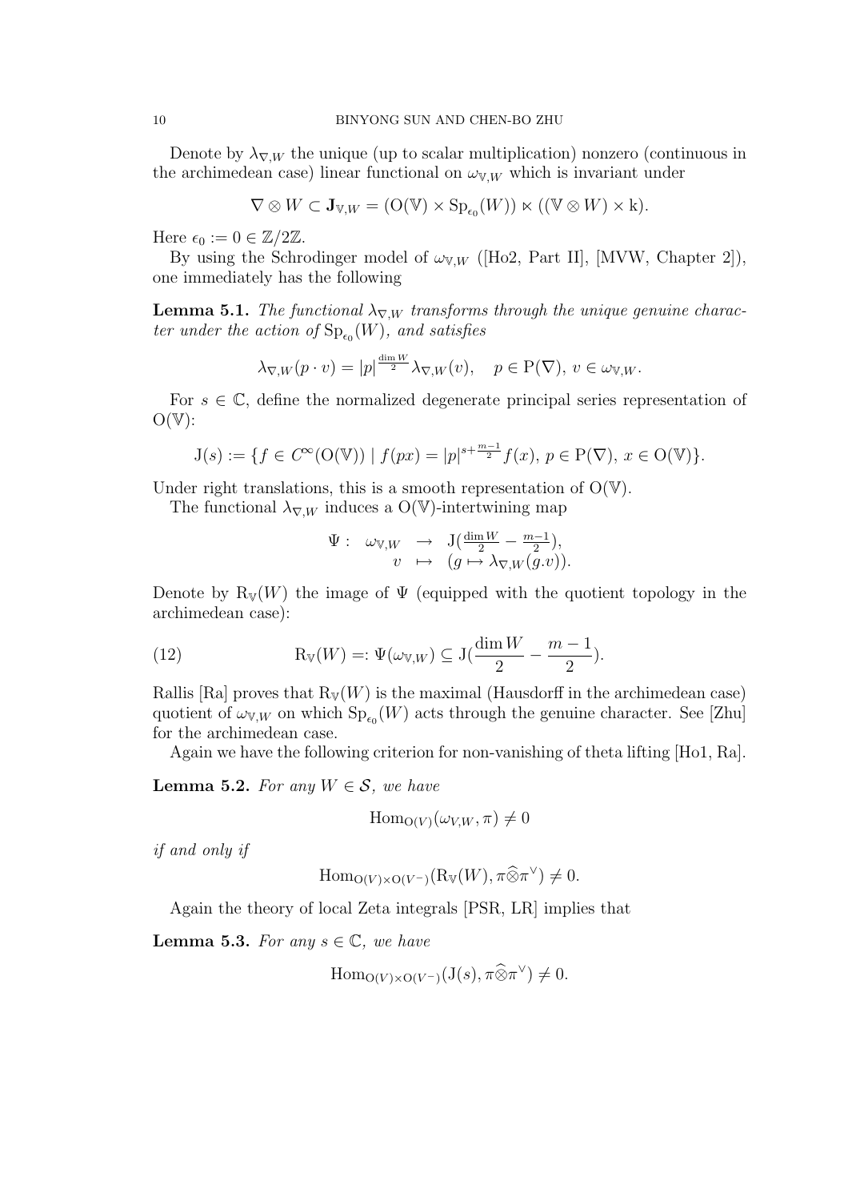Denote by $\lambda_{\nabla,W}$ the unique (up to scalar multiplication) nonzero (continuous in the archimedean case) linear functional on $\omega_{\mathbb{V},W}$ which is invariant under

$$\nabla \otimes W \subset \mathbf{J}_{\mathbb{V},W} = (\mathrm{O}(\mathbb{V}) \times \mathrm{Sp}_{\epsilon_0}(W)) \ltimes ((\mathbb{V} \otimes W) \times \mathrm{k}).$$

Here $\epsilon_0 := 0 \in \mathbb{Z}/2\mathbb{Z}$.

By using the Schrodinger model of $\omega_{\mathbb{V},W}$ ([Ho2, Part II], [MVW, Chapter 2]), one immediately has the following

**Lemma 5.1.** *The functional $\lambda_{\nabla,W}$ transforms through the unique genuine character under the action of $\mathrm{Sp}_{\epsilon_0}(W)$, and satisfies*

$$\lambda_{\nabla,W}(p \cdot v) = |p|^{\frac{\dim W}{2}} \lambda_{\nabla,W}(v), \quad p \in \mathrm{P}(\nabla),\, v \in \omega_{\mathbb{V},W}.$$

For $s \in \mathbb{C}$, define the normalized degenerate principal series representation of $\mathrm{O}(\mathbb{V})$:

$$\mathrm{J}(s) := \{f \in C^\infty(\mathrm{O}(\mathbb{V})) \mid f(px) = |p|^{s+\frac{m-1}{2}} f(x),\, p \in \mathrm{P}(\nabla),\, x \in \mathrm{O}(\mathbb{V})\}.$$

Under right translations, this is a smooth representation of $\mathrm{O}(\mathbb{V})$.

The functional $\lambda_{\nabla,W}$ induces a $\mathrm{O}(\mathbb{V})$-intertwining map

$$\begin{array}{rccl} \Psi: & \omega_{\mathbb{V},W} & \to & \mathrm{J}(\frac{\dim W}{2} - \frac{m-1}{2}), \\ & v & \mapsto & (g \mapsto \lambda_{\nabla,W}(g.v)). \end{array}$$

Denote by $\mathrm{R}_{\mathbb{V}}(W)$ the image of $\Psi$ (equipped with the quotient topology in the archimedean case):

$$\mathrm{R}_{\mathbb{V}}(W) =: \Psi(\omega_{\mathbb{V},W}) \subseteq \mathrm{J}(\frac{\dim W}{2} - \frac{m-1}{2}). \tag{12}$$

Rallis [Ra] proves that $\mathrm{R}_{\mathbb{V}}(W)$ is the maximal (Hausdorff in the archimedean case) quotient of $\omega_{\mathbb{V},W}$ on which $\mathrm{Sp}_{\epsilon_0}(W)$ acts through the genuine character. See [Zhu] for the archimedean case.

Again we have the following criterion for non-vanishing of theta lifting [Ho1, Ra].

**Lemma 5.2.** *For any $W \in \mathcal{S}$, we have*

$$\mathrm{Hom}_{\mathrm{O}(V)}(\omega_{V,W}, \pi) \neq 0$$

*if and only if*

$$\mathrm{Hom}_{\mathrm{O}(V)\times\mathrm{O}(V^-)}(\mathrm{R}_{\mathbb{V}}(W), \pi \widehat{\otimes} \pi^\vee) \neq 0.$$

Again the theory of local Zeta integrals [PSR, LR] implies that

**Lemma 5.3.** *For any $s \in \mathbb{C}$, we have*

$$\mathrm{Hom}_{\mathrm{O}(V)\times\mathrm{O}(V^-)}(\mathrm{J}(s), \pi \widehat{\otimes} \pi^\vee) \neq 0.$$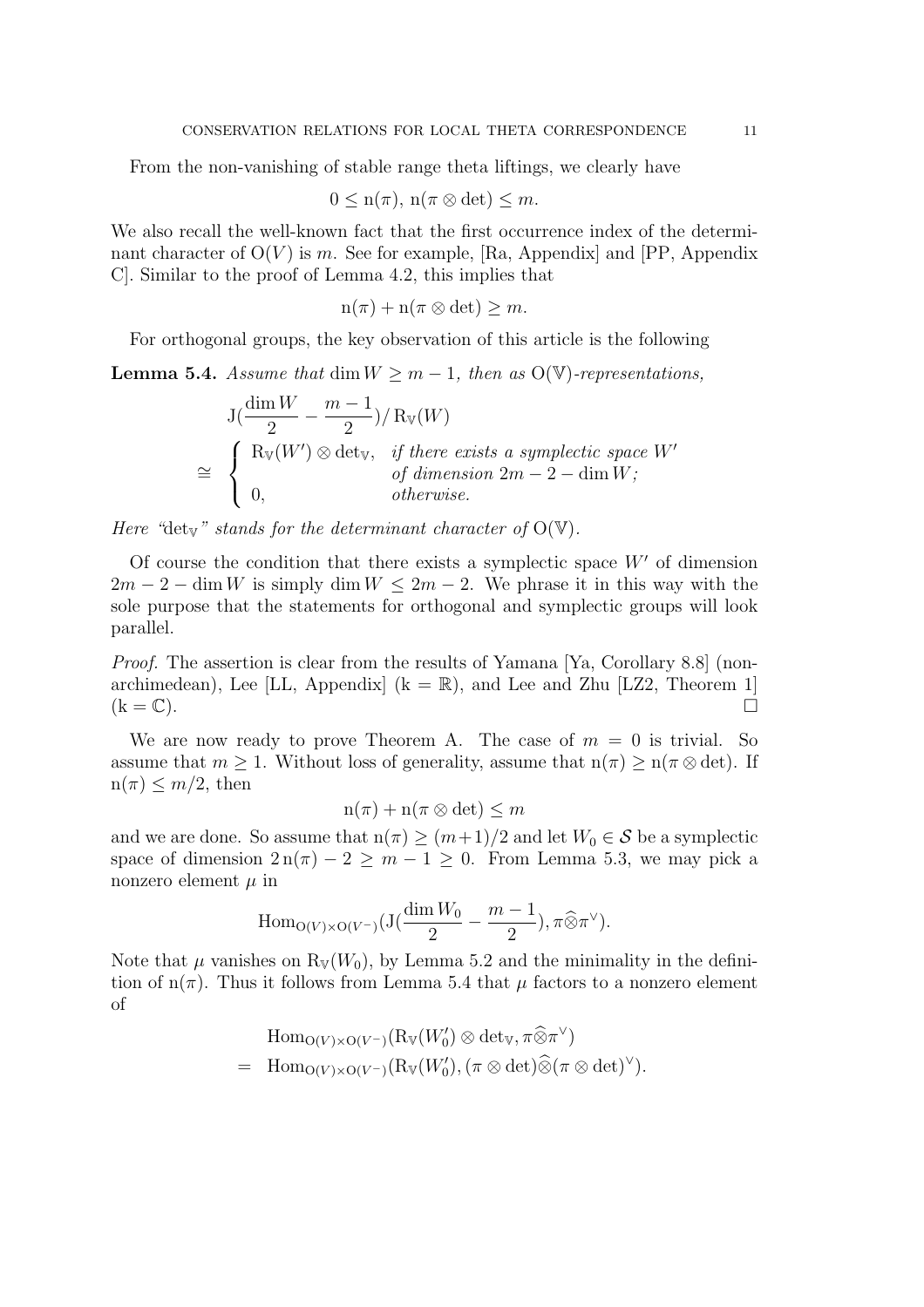From the non-vanishing of stable range theta liftings, we clearly have

$$0 \leq \mathrm{n}(\pi),\ \mathrm{n}(\pi \otimes \det) \leq m.$$

We also recall the well-known fact that the first occurrence index of the determinant character of $\mathrm{O}(V)$ is $m$. See for example, [Ra, Appendix] and [PP, Appendix C]. Similar to the proof of Lemma 4.2, this implies that

$$\mathrm{n}(\pi) + \mathrm{n}(\pi \otimes \det) \geq m.$$

For orthogonal groups, the key observation of this article is the following

**Lemma 5.4.** *Assume that $\dim W \geq m-1$, then as $\mathrm{O}(\mathbb{V})$-representations,*

$$\begin{aligned} & \mathrm{J}\left(\frac{\dim W}{2} - \frac{m-1}{2}\right) / \, \mathrm{R}_{\mathbb{V}}(W) \\ \cong & \begin{cases} \mathrm{R}_{\mathbb{V}}(W') \otimes \det_{\mathbb{V}}, & \text{if there exists a symplectic space } W' \\ & \text{of dimension } 2m-2-\dim W; \\ 0, & \text{otherwise.} \end{cases} \end{aligned}$$

*Here "$\det_{\mathbb{V}}$" stands for the determinant character of $\mathrm{O}(\mathbb{V})$.*

Of course the condition that there exists a symplectic space $W'$ of dimension $2m-2-\dim W$ is simply $\dim W \leq 2m-2$. We phrase it in this way with the sole purpose that the statements for orthogonal and symplectic groups will look parallel.

*Proof.* The assertion is clear from the results of Yamana [Ya, Corollary 8.8] (non-archimedean), Lee [LL, Appendix] ($\mathrm{k} = \mathbb{R}$), and Lee and Zhu [LZ2, Theorem 1] ($\mathrm{k} = \mathbb{C}$). $\square$

We are now ready to prove Theorem A. The case of $m = 0$ is trivial. So assume that $m \geq 1$. Without loss of generality, assume that $\mathrm{n}(\pi) \geq \mathrm{n}(\pi \otimes \det)$. If $\mathrm{n}(\pi) \leq m/2$, then

$$\mathrm{n}(\pi) + \mathrm{n}(\pi \otimes \det) \leq m$$

and we are done. So assume that $\mathrm{n}(\pi) \geq (m+1)/2$ and let $W_0 \in \mathcal{S}$ be a symplectic space of dimension $2\,\mathrm{n}(\pi) - 2 \geq m-1 \geq 0$. From Lemma 5.3, we may pick a nonzero element $\mu$ in

$$\mathrm{Hom}_{\mathrm{O}(V)\times \mathrm{O}(V^-)}\left(\mathrm{J}\left(\frac{\dim W_0}{2} - \frac{m-1}{2}\right), \pi \widehat{\otimes} \pi^\vee\right).$$

Note that $\mu$ vanishes on $\mathrm{R}_{\mathbb{V}}(W_0)$, by Lemma 5.2 and the minimality in the definition of $\mathrm{n}(\pi)$. Thus it follows from Lemma 5.4 that $\mu$ factors to a nonzero element of

$$\begin{aligned} & \mathrm{Hom}_{\mathrm{O}(V)\times \mathrm{O}(V^-)}(\mathrm{R}_{\mathbb{V}}(W_0') \otimes \det_{\mathbb{V}}, \pi \widehat{\otimes} \pi^\vee) \\ = \; & \mathrm{Hom}_{\mathrm{O}(V)\times \mathrm{O}(V^-)}(\mathrm{R}_{\mathbb{V}}(W_0'), (\pi \otimes \det) \widehat{\otimes} (\pi \otimes \det)^\vee). \end{aligned}$$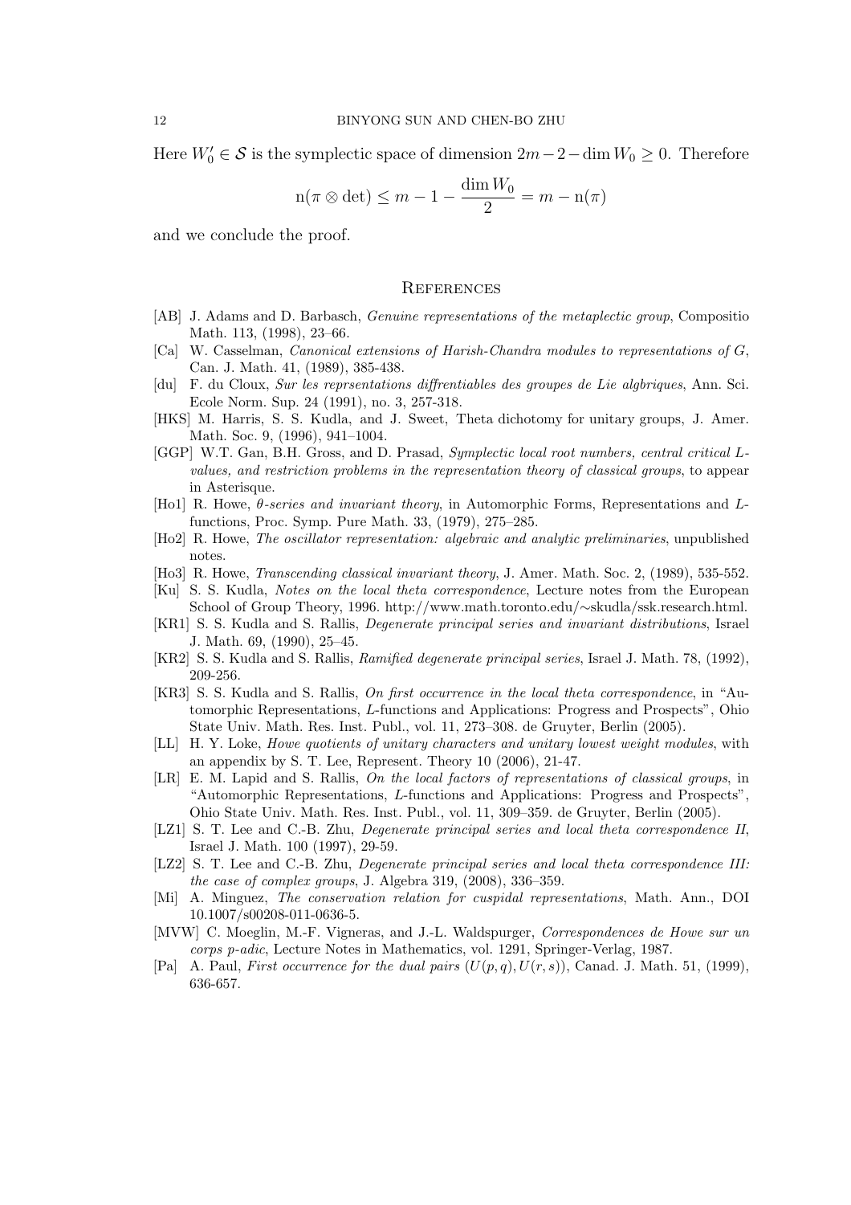Here $W_0' \in \mathcal{S}$ is the symplectic space of dimension $2m-2-\dim W_0 \geq 0$. Therefore

$$\mathrm{n}(\pi \otimes \det) \leq m - 1 - \frac{\dim W_0}{2} = m - \mathrm{n}(\pi)$$

and we conclude the proof.

## References

[AB] J. Adams and D. Barbasch, *Genuine representations of the metaplectic group*, Compositio Math. 113, (1998), 23–66.

[Ca] W. Casselman, *Canonical extensions of Harish-Chandra modules to representations of G*, Can. J. Math. 41, (1989), 385-438.

[du] F. du Cloux, *Sur les reprsentations diffrentiables des groupes de Lie algbriques*, Ann. Sci. Ecole Norm. Sup. 24 (1991), no. 3, 257-318.

[HKS] M. Harris, S. S. Kudla, and J. Sweet, Theta dichotomy for unitary groups, J. Amer. Math. Soc. 9, (1996), 941–1004.

[GGP] W.T. Gan, B.H. Gross, and D. Prasad, *Symplectic local root numbers, central critical L-values, and restriction problems in the representation theory of classical groups*, to appear in Asterisque.

[Ho1] R. Howe, *θ-series and invariant theory*, in Automorphic Forms, Representations and L-functions, Proc. Symp. Pure Math. 33, (1979), 275–285.

[Ho2] R. Howe, *The oscillator representation: algebraic and analytic preliminaries*, unpublished notes.

[Ho3] R. Howe, *Transcending classical invariant theory*, J. Amer. Math. Soc. 2, (1989), 535-552.

[Ku] S. S. Kudla, *Notes on the local theta correspondence*, Lecture notes from the European School of Group Theory, 1996. http://www.math.toronto.edu/∼skudla/ssk.research.html.

[KR1] S. S. Kudla and S. Rallis, *Degenerate principal series and invariant distributions*, Israel J. Math. 69, (1990), 25–45.

[KR2] S. S. Kudla and S. Rallis, *Ramified degenerate principal series*, Israel J. Math. 78, (1992), 209-256.

[KR3] S. S. Kudla and S. Rallis, *On first occurrence in the local theta correspondence*, in "Automorphic Representations, L-functions and Applications: Progress and Prospects", Ohio State Univ. Math. Res. Inst. Publ., vol. 11, 273–308. de Gruyter, Berlin (2005).

[LL] H. Y. Loke, *Howe quotients of unitary characters and unitary lowest weight modules*, with an appendix by S. T. Lee, Represent. Theory 10 (2006), 21-47.

[LR] E. M. Lapid and S. Rallis, *On the local factors of representations of classical groups*, in "Automorphic Representations, L-functions and Applications: Progress and Prospects", Ohio State Univ. Math. Res. Inst. Publ., vol. 11, 309–359. de Gruyter, Berlin (2005).

[LZ1] S. T. Lee and C.-B. Zhu, *Degenerate principal series and local theta correspondence II*, Israel J. Math. 100 (1997), 29-59.

[LZ2] S. T. Lee and C.-B. Zhu, *Degenerate principal series and local theta correspondence III: the case of complex groups*, J. Algebra 319, (2008), 336–359.

[Mi] A. Minguez, *The conservation relation for cuspidal representations*, Math. Ann., DOI 10.1007/s00208-011-0636-5.

[MVW] C. Moeglin, M.-F. Vigneras, and J.-L. Waldspurger, *Correspondences de Howe sur un corps p-adic*, Lecture Notes in Mathematics, vol. 1291, Springer-Verlag, 1987.

[Pa] A. Paul, *First occurrence for the dual pairs $(U(p,q), U(r,s))$*, Canad. J. Math. 51, (1999), 636-657.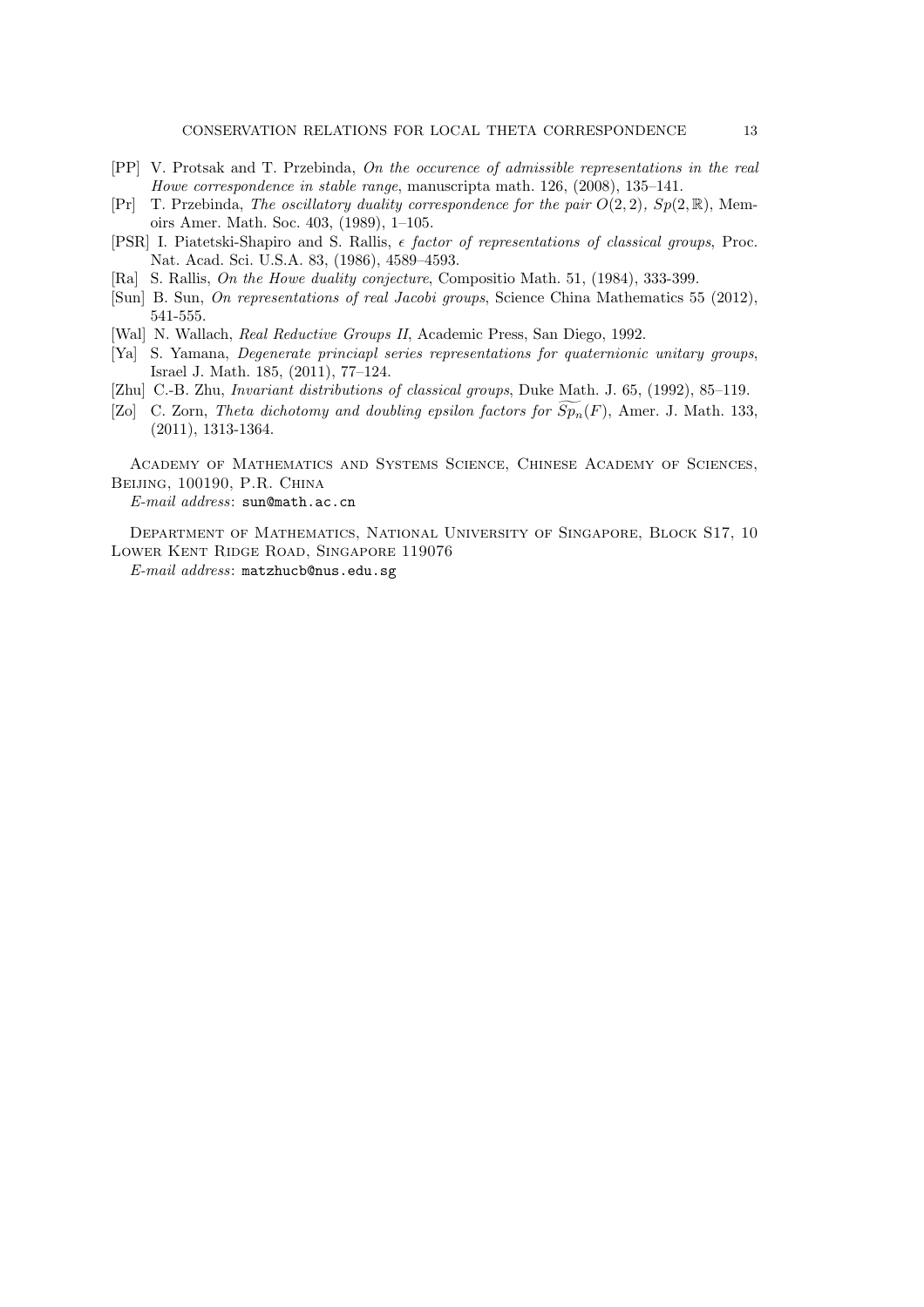- [PP] V. Protsak and T. Przebinda, *On the occurence of admissible representations in the real Howe correspondence in stable range*, manuscripta math. 126, (2008), 135–141.
- [Pr] T. Przebinda, *The oscillatory duality correspondence for the pair $O(2,2)$, $Sp(2,\mathbb{R})$*, Memoirs Amer. Math. Soc. 403, (1989), 1–105.
- [PSR] I. Piatetski-Shapiro and S. Rallis, *$\epsilon$ factor of representations of classical groups*, Proc. Nat. Acad. Sci. U.S.A. 83, (1986), 4589–4593.
- [Ra] S. Rallis, *On the Howe duality conjecture*, Compositio Math. 51, (1984), 333-399.
- [Sun] B. Sun, *On representations of real Jacobi groups*, Science China Mathematics 55 (2012), 541-555.
- [Wal] N. Wallach, *Real Reductive Groups II*, Academic Press, San Diego, 1992.
- [Ya] S. Yamana, *Degenerate principapl series representations for quaternionic unitary groups*, Israel J. Math. 185, (2011), 77–124.
- [Zhu] C.-B. Zhu, *Invariant distributions of classical groups*, Duke Math. J. 65, (1992), 85–119.
- [Zo] C. Zorn, *Theta dichotomy and doubling epsilon factors for $\widetilde{Sp_n}(F)$*, Amer. J. Math. 133, (2011), 1313-1364.

Academy of Mathematics and Systems Science, Chinese Academy of Sciences, Beijing, 100190, P.R. China

*E-mail address*: sun@math.ac.cn

Department of Mathematics, National University of Singapore, Block S17, 10 Lower Kent Ridge Road, Singapore 119076

*E-mail address*: matzhucb@nus.edu.sg